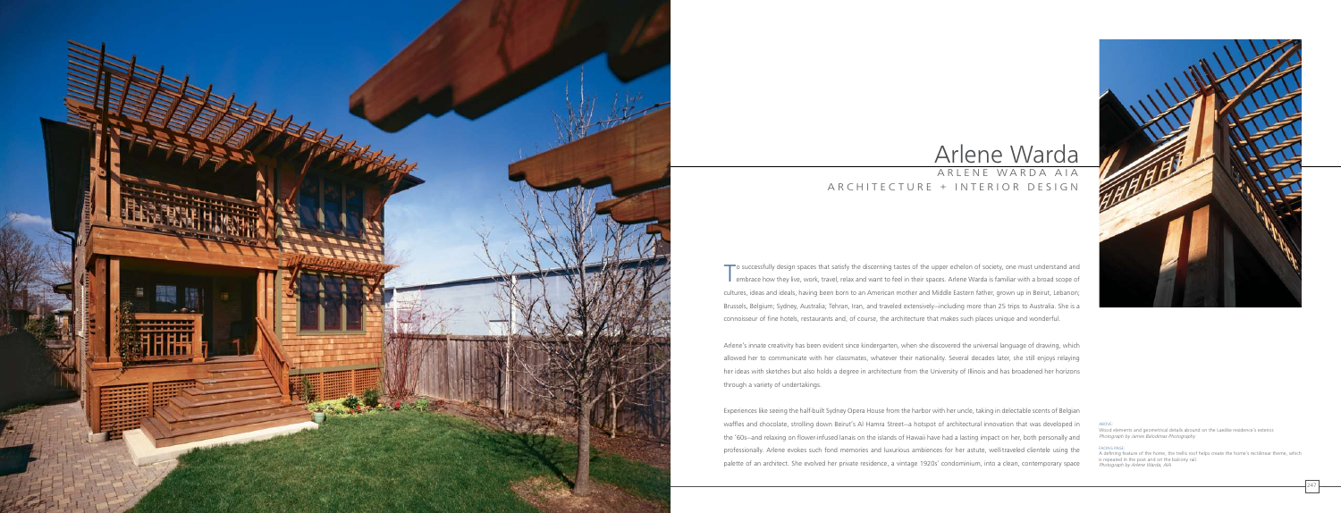# Arlene Warda

ARLENE WARDA AIA
ARCHITECTURE + INTERIOR DESIGN

To successfully design spaces that satisfy the discerning tastes of the upper echelon of society, one must understand and embrace how they live, work, travel, relax and want to feel in their spaces. Arlene Warda is familiar with a broad scope of cultures, ideas and ideals, having been born to an American mother and Middle Eastern father, grown up in Beirut, Lebanon; Brussels, Belgium; Sydney, Australia; Tehran, Iran, and traveled extensively—including more than 25 trips to Australia. She is a connoisseur of fine hotels, restaurants and, of course, the architecture that makes such places unique and wonderful.

Arlene's innate creativity has been evident since kindergarten, when she discovered the universal language of drawing, which allowed her to communicate with her classmates, whatever their nationality. Several decades later, she still enjoys relaying her ideas with sketches but also holds a degree in architecture from the University of Illinois and has broadened her horizons through a variety of undertakings.

Experiences like seeing the half-built Sydney Opera House from the harbor with her uncle, taking in delectable scents of Belgian waffles and chocolate, strolling down Beirut's Al Hamra Street—a hotspot of architectural innovation that was developed in the '60s—and relaxing on flower-infused lanais on the islands of Hawaii have had a lasting impact on her, both personally and professionally. Arlene evokes such fond memories and luxurious ambiences for her astute, well-traveled clientele using the palette of an architect. She evolved her private residence, a vintage 1920s' condominium, into a clean, contemporary space

ABOVE:
Wood elements and geometrical details abound on the Laedke residence's exterior.
*Photograph by James Balodimas Photography*

FACING PAGE:
A defining feature of the home, the trellis roof helps create the home's rectilinear theme, which is repeated in the post and on the balcony rail.
*Photograph by Arlene Warda, AIA*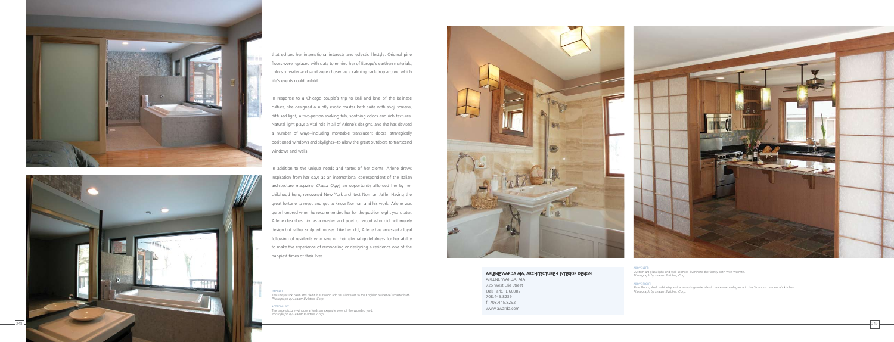that echoes her international interests and eclectic lifestyle. Original pine floors were replaced with slate to remind her of Europe's earthen materials; colors of water and sand were chosen as a calming backdrop around which life's events could unfold.

In response to a Chicago couple's trip to Bali and love of the Balinese culture, she designed a subtly exotic master bath suite with shoji screens, diffused light, a two-person soaking tub, soothing colors and rich textures. Natural light plays a vital role in all of Arlene's designs, and she has devised a number of ways—including moveable translucent doors, strategically positioned windows and skylights—to allow the great outdoors to transcend windows and walls.

In addition to the unique needs and tastes of her clients, Arlene draws inspiration from her days as an international correspondent of the Italian architecture magazine *Chiesa Oggi*, an opportunity afforded her by her childhood hero, renowned New York architect Norman Jaffe. Having the great fortune to meet and get to know Norman and his work, Arlene was quite honored when he recommended her for the position eight years later. Arlene describes him as a master and poet of wood who did not merely design but rather sculpted houses. Like her idol, Arlene has amassed a loyal following of residents who rave of their eternal gratefulness for her ability to make the experience of remodeling or designing a residence one of the happiest times of their lives.

TOP LEFT:
The unique sink basin and tiled-tub surround add visual interest to the Coghlan residence's master bath.
*Photograph by Leader Builders, Corp.*

BOTTOM LEFT:
The large picture window affords an exquisite view of the wooded yard.
*Photograph by Leader Builders, Corp.*

ABOVE LEFT:
Custom art-glass light and wall sconces illuminate the family bath with warmth.
*Photograph by Leader Builders, Corp.*

ABOVE RIGHT:
Slate floors, sleek cabinetry and a smooth granite island create warm elegance in the Simmons residence's kitchen.
*Photograph by Leader Builders, Corp.*

**ARLENE WARDA AIA, ARCHITECTURE + INTERIOR DESIGN**
ARLENE WARDA, AIA
725 West Erie Street
Oak Park, IL 60302
708.445.8239
f: 708.445.8292
www.awarda.com